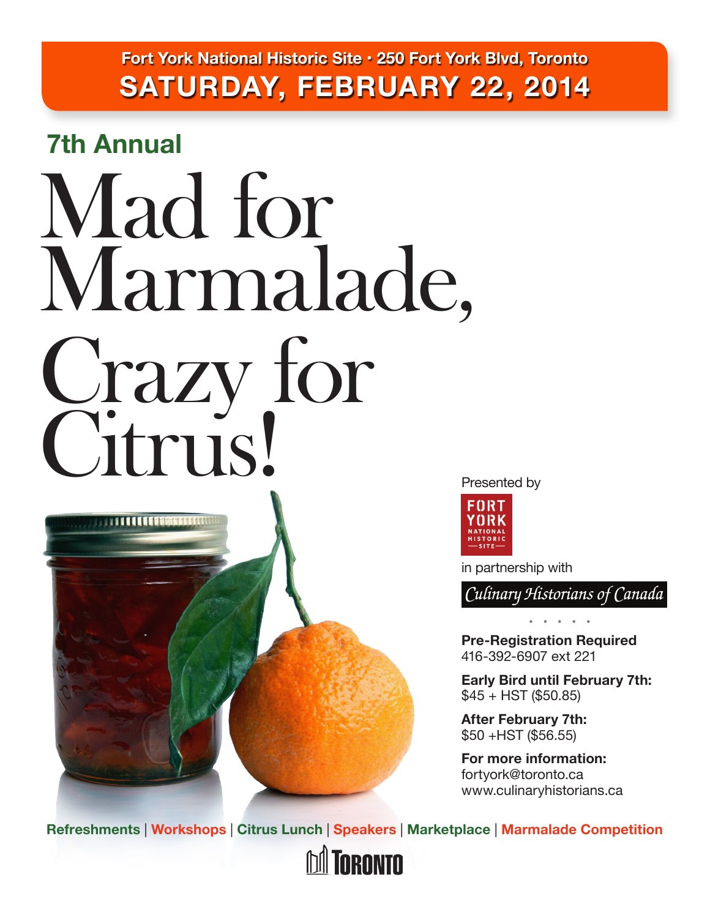**Fort York National Historic Site · 250 Fort York Blvd, Toronto**

**SATURDAY, FEBRUARY 22, 2014**

## 7th Annual

# Mad for Marmalade, Crazy for Citrus!

Presented by

FORT YORK NATIONAL HISTORIC SITE

in partnership with

*Culinary Historians of Canada*

**Pre-Registration Required**
416-392-6907 ext 221

**Early Bird until February 7th:**
$45 + HST ($50.85)

**After February 7th:**
$50 +HST ($56.55)

**For more information:**
fortyork@toronto.ca
www.culinaryhistorians.ca

**Refreshments** | **Workshops** | **Citrus Lunch** | **Speakers** | **Marketplace** | **Marmalade Competition**

TORONTO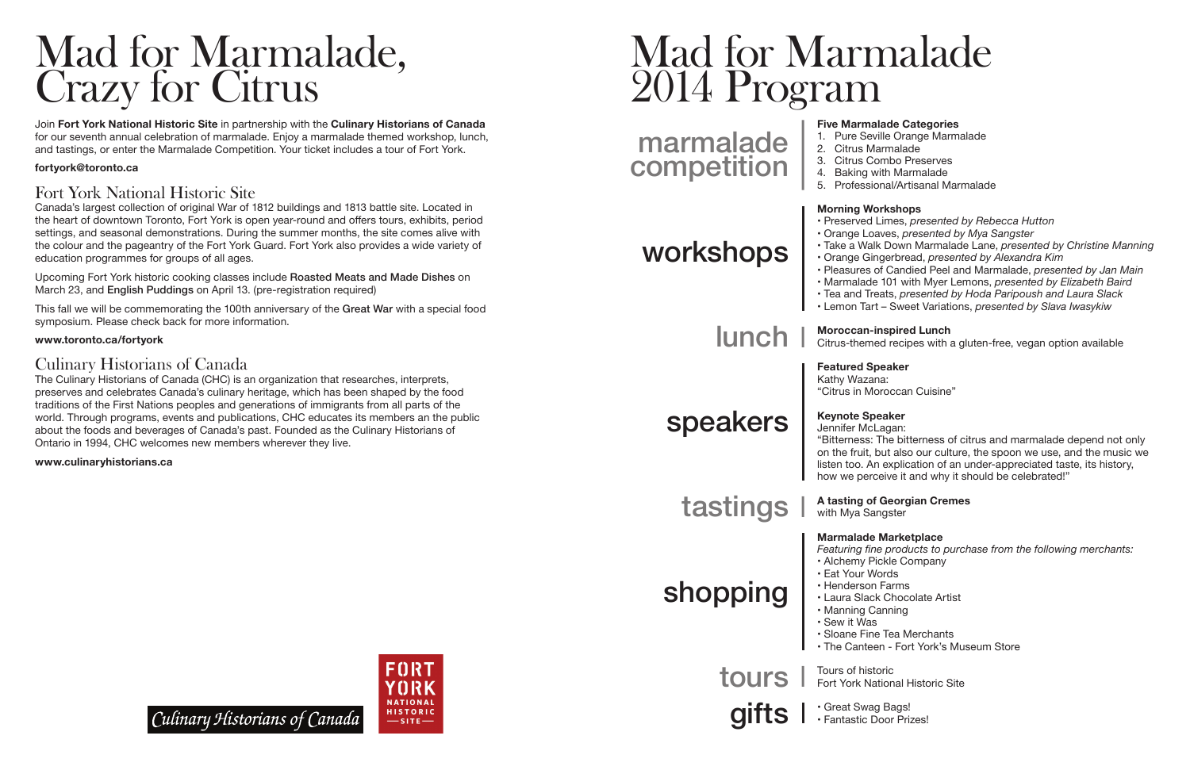# Mad for Marmalade, Crazy for Citrus

Join **Fort York National Historic Site** in partnership with the **Culinary Historians of Canada** for our seventh annual celebration of marmalade. Enjoy a marmalade themed workshop, lunch, and tastings, or enter the Marmalade Competition. Your ticket includes a tour of Fort York.

**fortyork@toronto.ca**

## Fort York National Historic Site

Canada's largest collection of original War of 1812 buildings and 1813 battle site. Located in the heart of downtown Toronto, Fort York is open year-round and offers tours, exhibits, period settings, and seasonal demonstrations. During the summer months, the site comes alive with the colour and the pageantry of the Fort York Guard. Fort York also provides a wide variety of education programmes for groups of all ages.

Upcoming Fort York historic cooking classes include **Roasted Meats and Made Dishes** on March 23, and **English Puddings** on April 13. (pre-registration required)

This fall we will be commemorating the 100th anniversary of the **Great War** with a special food symposium. Please check back for more information.

**www.toronto.ca/fortyork**

## Culinary Historians of Canada

The Culinary Historians of Canada (CHC) is an organization that researches, interprets, preserves and celebrates Canada's culinary heritage, which has been shaped by the food traditions of the First Nations peoples and generations of immigrants from all parts of the world. Through programs, events and publications, CHC educates its members an the public about the foods and beverages of Canada's past. Founded as the Culinary Historians of Ontario in 1994, CHC welcomes new members wherever they live.

**www.culinaryhistorians.ca**

Culinary Historians of Canada

FORT YORK NATIONAL HISTORIC SITE

# Mad for Marmalade 2014 Program

## marmalade competition

**Five Marmalade Categories**

1. Pure Seville Orange Marmalade
2. Citrus Marmalade
3. Citrus Combo Preserves
4. Baking with Marmalade
5. Professional/Artisanal Marmalade

## workshops

**Morning Workshops**

- Preserved Limes, *presented by Rebecca Hutton*
- Orange Loaves, *presented by Mya Sangster*
- Take a Walk Down Marmalade Lane, *presented by Christine Manning*
- Orange Gingerbread, *presented by Alexandra Kim*
- Pleasures of Candied Peel and Marmalade, *presented by Jan Main*
- Marmalade 101 with Myer Lemons, *presented by Elizabeth Baird*
- Tea and Treats, *presented by Hoda Paripoush and Laura Slack*
- Lemon Tart – Sweet Variations, *presented by Slava Iwasykiw*

## lunch

**Moroccan-inspired Lunch**
Citrus-themed recipes with a gluten-free, vegan option available

## speakers

**Featured Speaker**
Kathy Wazana:
"Citrus in Moroccan Cuisine"

**Keynote Speaker**
Jennifer McLagan:
"Bitterness: The bitterness of citrus and marmalade depend not only on the fruit, but also our culture, the spoon we use, and the music we listen too. An explication of an under-appreciated taste, its history, how we perceive it and why it should be celebrated!"

## tastings

**A tasting of Georgian Cremes**
with Mya Sangster

## shopping

**Marmalade Marketplace**
*Featuring fine products to purchase from the following merchants:*

- Alchemy Pickle Company
- Eat Your Words
- Henderson Farms
- Laura Slack Chocolate Artist
- Manning Canning
- Sew it Was
- Sloane Fine Tea Merchants
- The Canteen - Fort York's Museum Store

## tours

Tours of historic Fort York National Historic Site

## gifts

- Great Swag Bags!
- Fantastic Door Prizes!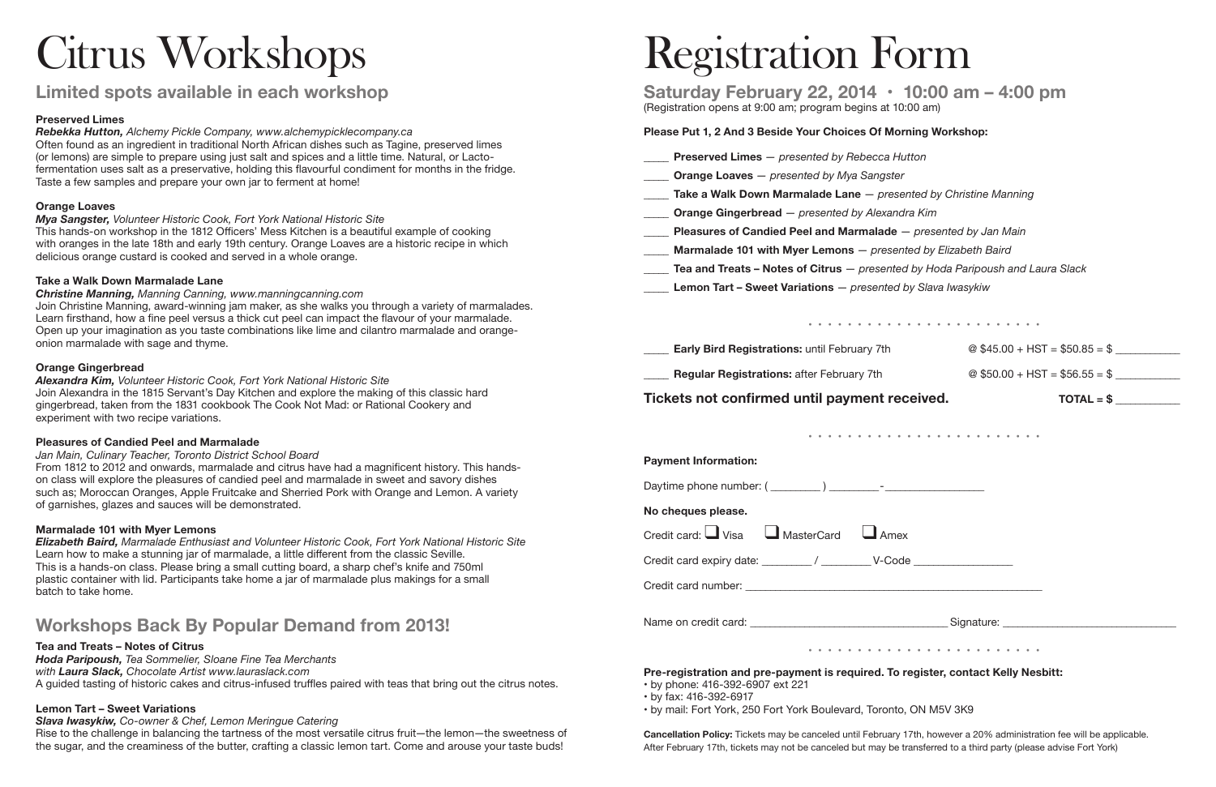# Citrus Workshops

## Limited spots available in each workshop

**Preserved Limes**

***Rebekka Hutton,*** *Alchemy Pickle Company, www.alchemypicklecompany.ca*

Often found as an ingredient in traditional North African dishes such as Tagine, preserved limes (or lemons) are simple to prepare using just salt and spices and a little time. Natural, or Lacto-fermentation uses salt as a preservative, holding this flavourful condiment for months in the fridge. Taste a few samples and prepare your own jar to ferment at home!

**Orange Loaves**

***Mya Sangster,*** *Volunteer Historic Cook, Fort York National Historic Site*

This hands-on workshop in the 1812 Officers' Mess Kitchen is a beautiful example of cooking with oranges in the late 18th and early 19th century. Orange Loaves are a historic recipe in which delicious orange custard is cooked and served in a whole orange.

**Take a Walk Down Marmalade Lane**

***Christine Manning,*** *Manning Canning, www.manningcanning.com*

Join Christine Manning, award-winning jam maker, as she walks you through a variety of marmalades. Learn firsthand, how a fine peel versus a thick cut peel can impact the flavour of your marmalade. Open up your imagination as you taste combinations like lime and cilantro marmalade and orange-onion marmalade with sage and thyme.

**Orange Gingerbread**

***Alexandra Kim,*** *Volunteer Historic Cook, Fort York National Historic Site*

Join Alexandra in the 1815 Servant's Day Kitchen and explore the making of this classic hard gingerbread, taken from the 1831 cookbook The Cook Not Mad: or Rational Cookery and experiment with two recipe variations.

**Pleasures of Candied Peel and Marmalade**

*Jan Main, Culinary Teacher, Toronto District School Board*

From 1812 to 2012 and onwards, marmalade and citrus have had a magnificent history. This hands-on class will explore the pleasures of candied peel and marmalade in sweet and savory dishes such as; Moroccan Oranges, Apple Fruitcake and Sherried Pork with Orange and Lemon. A variety of garnishes, glazes and sauces will be demonstrated.

**Marmalade 101 with Myer Lemons**

***Elizabeth Baird,*** *Marmalade Enthusiast and Volunteer Historic Cook, Fort York National Historic Site*

Learn how to make a stunning jar of marmalade, a little different from the classic Seville. This is a hands-on class. Please bring a small cutting board, a sharp chef's knife and 750ml plastic container with lid. Participants take home a jar of marmalade plus makings for a small batch to take home.

## Workshops Back By Popular Demand from 2013!

**Tea and Treats – Notes of Citrus**

***Hoda Paripoush,*** *Tea Sommelier, Sloane Fine Tea Merchants*
*with* ***Laura Slack,*** *Chocolate Artist www.lauraslack.com*

A guided tasting of historic cakes and citrus-infused truffles paired with teas that bring out the citrus notes.

**Lemon Tart – Sweet Variations**

***Slava Iwasykiw,*** *Co-owner & Chef, Lemon Meringue Catering*

Rise to the challenge in balancing the tartness of the most versatile citrus fruit—the lemon—the sweetness of the sugar, and the creaminess of the butter, crafting a classic lemon tart. Come and arouse your taste buds!

# Registration Form

## Saturday February 22, 2014 • 10:00 am – 4:00 pm

(Registration opens at 9:00 am; program begins at 10:00 am)

**Please Put 1, 2 And 3 Beside Your Choices Of Morning Workshop:**

____ **Preserved Limes** — *presented by Rebecca Hutton*

____ **Orange Loaves** — *presented by Mya Sangster*

____ **Take a Walk Down Marmalade Lane** — *presented by Christine Manning*

____ **Orange Gingerbread** — *presented by Alexandra Kim*

____ **Pleasures of Candied Peel and Marmalade** — *presented by Jan Main*

____ **Marmalade 101 with Myer Lemons** — *presented by Elizabeth Baird*

____ **Tea and Treats – Notes of Citrus** — *presented by Hoda Paripoush and Laura Slack*

____ **Lemon Tart – Sweet Variations** — *presented by Slava Iwasykiw*

____ **Early Bird Registrations:** until February 7th @ $45.00 + HST = $50.85 = $ ___________

____ **Regular Registrations:** after February 7th @ $50.00 + HST = $56.55 = $ ___________

**Tickets not confirmed until payment received.** **TOTAL = $** ___________

**Payment Information:**

Daytime phone number: ( ________ ) ________-________________

**No cheques please.**

Credit card: ❑ Visa ❑ MasterCard ❑ Amex

Credit card expiry date: ________ / ________ V-Code ________________

Credit card number: ______________________________________________________

Name on credit card: _________________________________ Signature: _____________________________

**Pre-registration and pre-payment is required. To register, contact Kelly Nesbitt:**

- by phone: 416-392-6907 ext 221
- by fax: 416-392-6917
- by mail: Fort York, 250 Fort York Boulevard, Toronto, ON M5V 3K9

**Cancellation Policy:** Tickets may be canceled until February 17th, however a 20% administration fee will be applicable. After February 17th, tickets may not be canceled but may be transferred to a third party (please advise Fort York)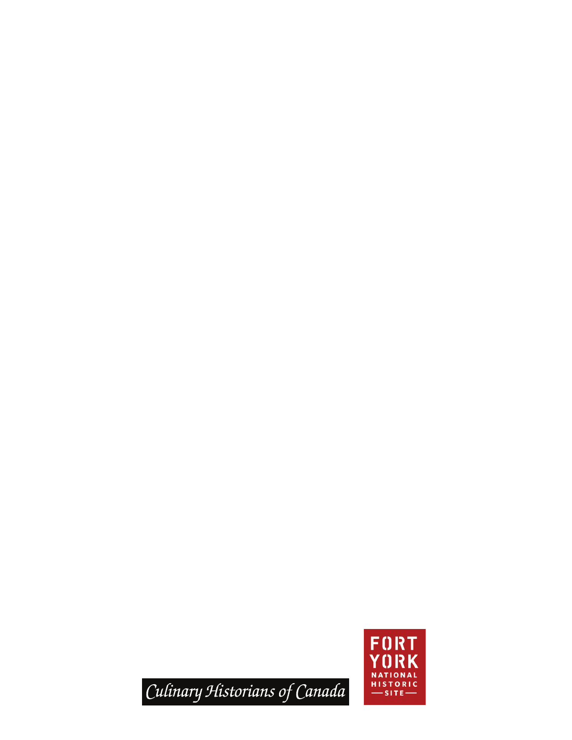Culinary Historians of Canada

FORT YORK NATIONAL HISTORIC SITE